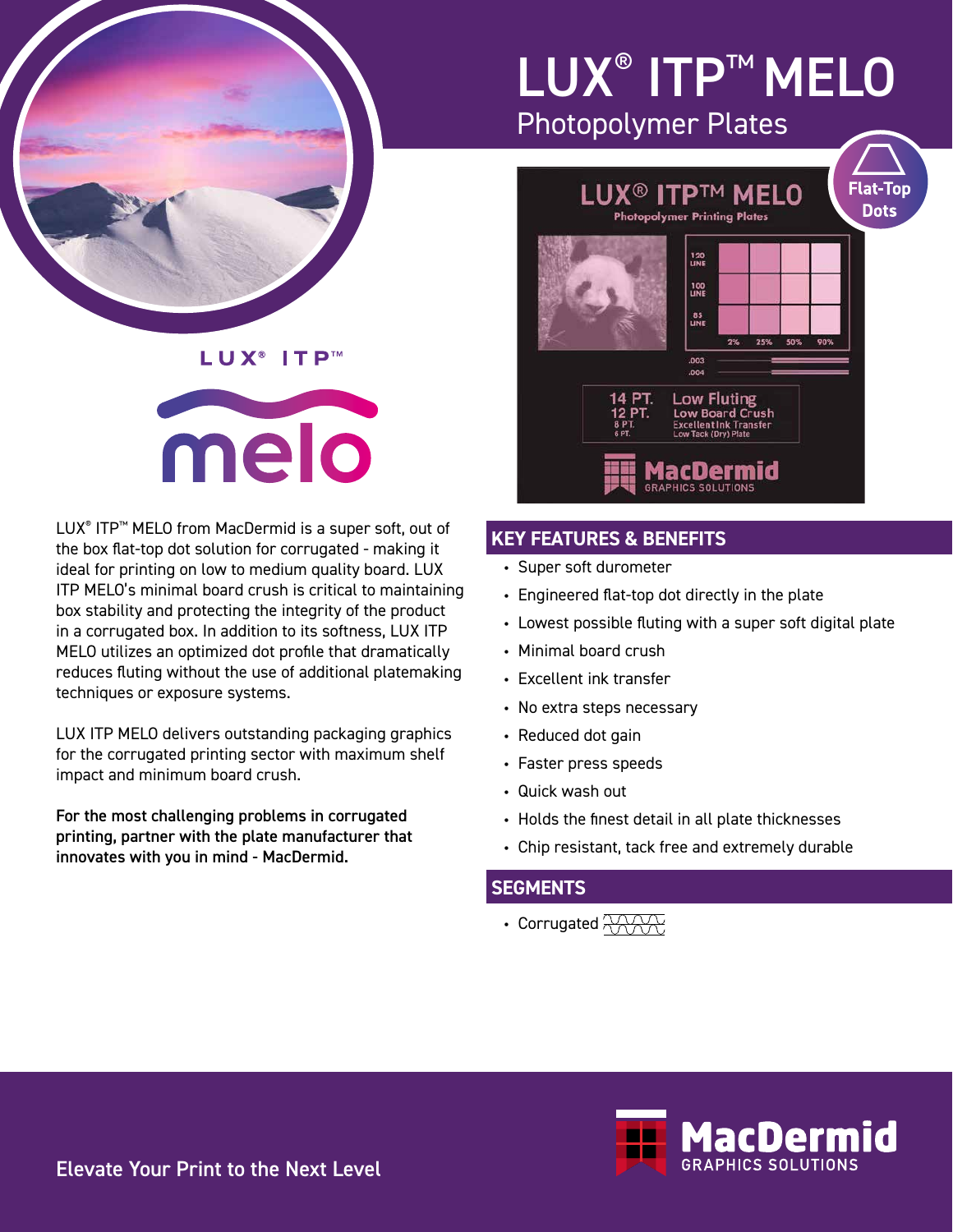# LUX® ITP™ MELO

## Photopolymer Plates

LUX® ITP™ MELO from MacDermid is a super soft, out of the box flat-top dot solution for corrugated - making it ideal for printing on low to medium quality board. LUX ITP MELO's minimal board crush is critical to maintaining box stability and protecting the integrity of the product in a corrugated box. In addition to its softness, LUX ITP MELO utilizes an optimized dot profile that dramatically reduces fluting without the use of additional platemaking techniques or exposure systems.

LUX ITP MELO delivers outstanding packaging graphics for the corrugated printing sector with maximum shelf impact and minimum board crush.

**For the most challenging problems in corrugated printing, partner with the plate manufacturer that innovates with you in mind - MacDermid.**

## KEY FEATURES & BENEFITS

- Super soft durometer
- Engineered flat-top dot directly in the plate
- Lowest possible fluting with a super soft digital plate
- Minimal board crush
- Excellent ink transfer
- No extra steps necessary
- Reduced dot gain
- Faster press speeds
- Quick wash out
- Holds the finest detail in all plate thicknesses
- Chip resistant, tack free and extremely durable

## SEGMENTS

- Corrugated

Elevate Your Print to the Next Level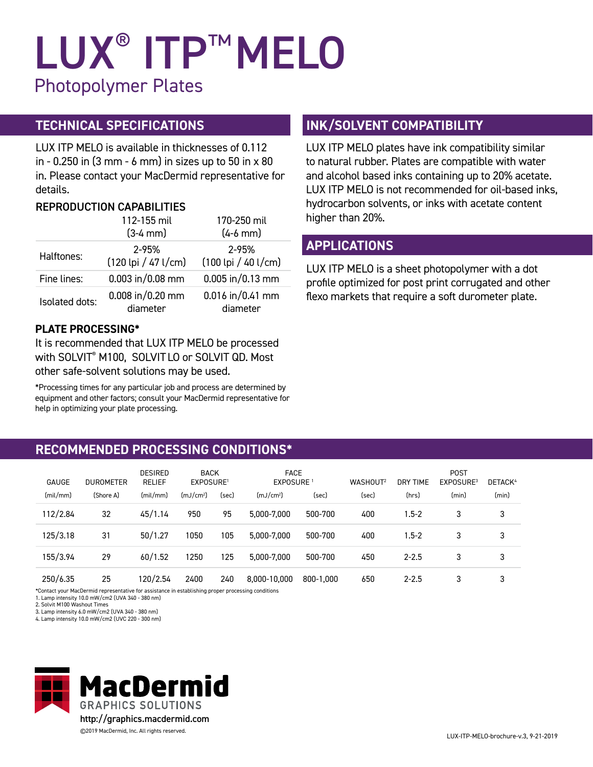# LUX® ITP™ MELO

## Photopolymer Plates

## TECHNICAL SPECIFICATIONS

LUX ITP MELO is available in thicknesses of 0.112 in - 0.250 in (3 mm - 6 mm) in sizes up to 50 in x 80 in. Please contact your MacDermid representative for details.

### REPRODUCTION CAPABILITIES

| | 112-155 mil (3-4 mm) | 170-250 mil (4-6 mm) |
|---|---|---|
| Halftones: | 2-95% (120 lpi / 47 l/cm) | 2-95% (100 lpi / 40 l/cm) |
| Fine lines: | 0.003 in/0.08 mm | 0.005 in/0.13 mm |
| Isolated dots: | 0.008 in/0.20 mm diameter | 0.016 in/0.41 mm diameter |

### PLATE PROCESSING*

It is recommended that LUX ITP MELO be processed with SOLVIT® M100, SOLVIT LO or SOLVIT QD. Most other safe-solvent solutions may be used.

*Processing times for any particular job and process are determined by equipment and other factors; consult your MacDermid representative for help in optimizing your plate processing.

## INK/SOLVENT COMPATIBILITY

LUX ITP MELO plates have ink compatibility similar to natural rubber. Plates are compatible with water and alcohol based inks containing up to 20% acetate. LUX ITP MELO is not recommended for oil-based inks, hydrocarbon solvents, or inks with acetate content higher than 20%.

## APPLICATIONS

LUX ITP MELO is a sheet photopolymer with a dot profile optimized for post print corrugated and other flexo markets that require a soft durometer plate.

## RECOMMENDED PROCESSING CONDITIONS*

| GAUGE | DUROMETER | DESIRED RELIEF | BACK EXPOSURE[1] | | FACE EXPOSURE[1] | | WASHOUT[2] | DRY TIME | POST EXPOSURE[3] | DETACK[4] |
|---|---|---|---|---|---|---|---|---|---|---|
| (mil/mm) | (Shore A) | (mil/mm) | (mJ/cm²) | (sec) | (mJ/cm²) | (sec) | (sec) | (hrs) | (min) | (min) |
| 112/2.84 | 32 | 45/1.14 | 950 | 95 | 5,000-7,000 | 500-700 | 400 | 1.5-2 | 3 | 3 |
| 125/3.18 | 31 | 50/1.27 | 1050 | 105 | 5,000-7,000 | 500-700 | 400 | 1.5-2 | 3 | 3 |
| 155/3.94 | 29 | 60/1.52 | 1250 | 125 | 5,000-7,000 | 500-700 | 450 | 2-2.5 | 3 | 3 |
| 250/6.35 | 25 | 120/2.54 | 2400 | 240 | 8,000-10,000 | 800-1,000 | 650 | 2-2.5 | 3 | 3 |

*Contact your MacDermid representative for assistance in establishing proper processing conditions
1. Lamp intensity 10.0 mW/cm2 (UVA 340 - 380 nm)
2. Solvit M100 Washout Times
3. Lamp intensity 6.0 mW/cm2 (UVA 340 - 380 nm)
4. Lamp intensity 10.0 mW/cm2 (UVC 220 - 300 nm)

MacDermid
GRAPHICS SOLUTIONS
http://graphics.macdermid.com
©2019 MacDermid, Inc. All rights reserved.

LUX-ITP-MELO-brochure-v.3, 9-21-2019